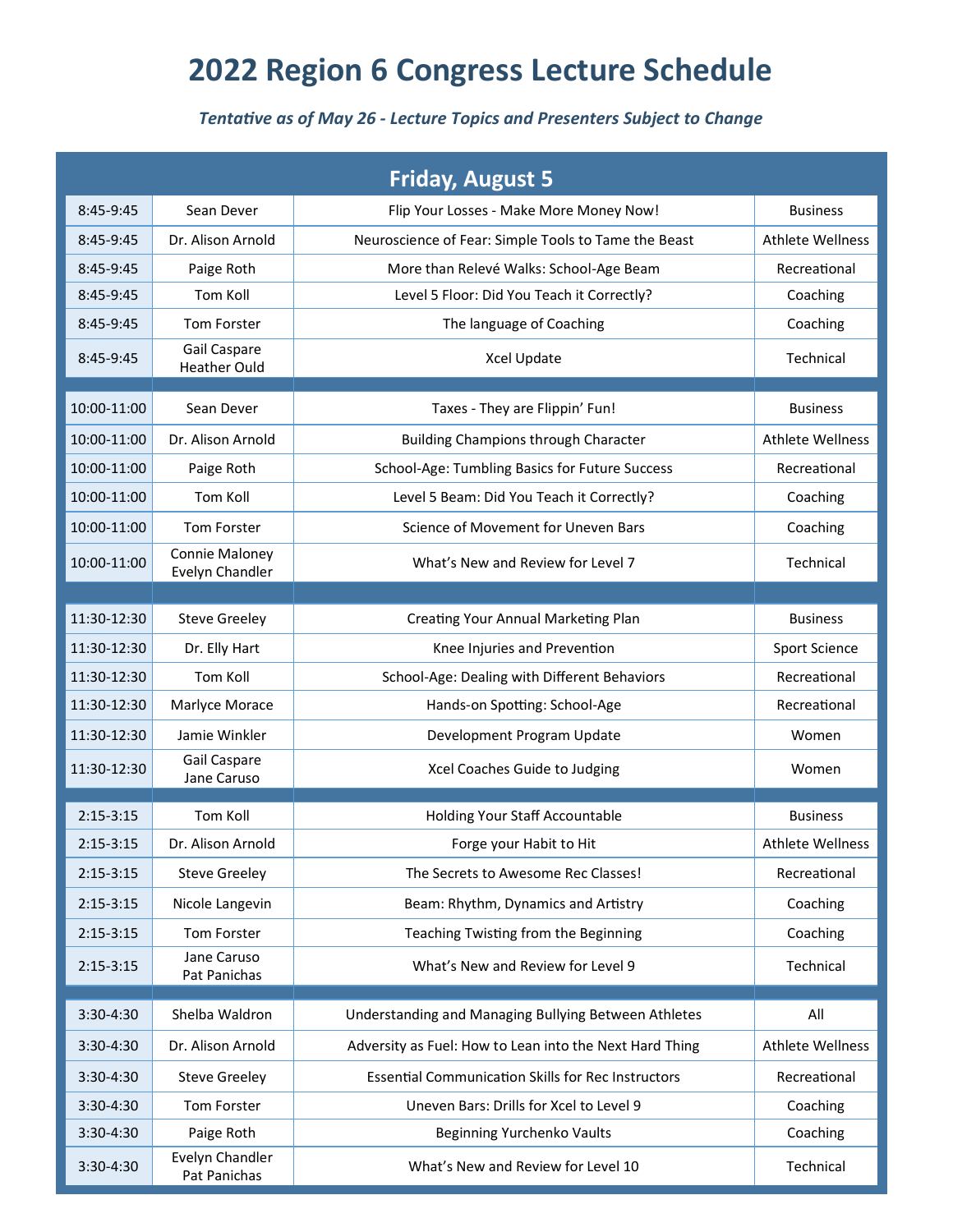# 2022 Region 6 Congress Lecture Schedule

***Tentative as of May 26 - Lecture Topics and Presenters Subject to Change***

| Friday, August 5 | | | |
|---|---|---|---|
| 8:45-9:45 | Sean Dever | Flip Your Losses - Make More Money Now! | Business |
| 8:45-9:45 | Dr. Alison Arnold | Neuroscience of Fear: Simple Tools to Tame the Beast | Athlete Wellness |
| 8:45-9:45 | Paige Roth | More than Relevé Walks: School-Age Beam | Recreational |
| 8:45-9:45 | Tom Koll | Level 5 Floor: Did You Teach it Correctly? | Coaching |
| 8:45-9:45 | Tom Forster | The language of Coaching | Coaching |
| 8:45-9:45 | Gail Caspare<br>Heather Ould | Xcel Update | Technical |
| | | | |
| 10:00-11:00 | Sean Dever | Taxes - They are Flippin' Fun! | Business |
| 10:00-11:00 | Dr. Alison Arnold | Building Champions through Character | Athlete Wellness |
| 10:00-11:00 | Paige Roth | School-Age: Tumbling Basics for Future Success | Recreational |
| 10:00-11:00 | Tom Koll | Level 5 Beam: Did You Teach it Correctly? | Coaching |
| 10:00-11:00 | Tom Forster | Science of Movement for Uneven Bars | Coaching |
| 10:00-11:00 | Connie Maloney<br>Evelyn Chandler | What's New and Review for Level 7 | Technical |
| | | | |
| 11:30-12:30 | Steve Greeley | Creating Your Annual Marketing Plan | Business |
| 11:30-12:30 | Dr. Elly Hart | Knee Injuries and Prevention | Sport Science |
| 11:30-12:30 | Tom Koll | School-Age: Dealing with Different Behaviors | Recreational |
| 11:30-12:30 | Marlyce Morace | Hands-on Spotting: School-Age | Recreational |
| 11:30-12:30 | Jamie Winkler | Development Program Update | Women |
| 11:30-12:30 | Gail Caspare<br>Jane Caruso | Xcel Coaches Guide to Judging | Women |
| | | | |
| 2:15-3:15 | Tom Koll | Holding Your Staff Accountable | Business |
| 2:15-3:15 | Dr. Alison Arnold | Forge your Habit to Hit | Athlete Wellness |
| 2:15-3:15 | Steve Greeley | The Secrets to Awesome Rec Classes! | Recreational |
| 2:15-3:15 | Nicole Langevin | Beam: Rhythm, Dynamics and Artistry | Coaching |
| 2:15-3:15 | Tom Forster | Teaching Twisting from the Beginning | Coaching |
| 2:15-3:15 | Jane Caruso<br>Pat Panichas | What's New and Review for Level 9 | Technical |
| | | | |
| 3:30-4:30 | Shelba Waldron | Understanding and Managing Bullying Between Athletes | All |
| 3:30-4:30 | Dr. Alison Arnold | Adversity as Fuel: How to Lean into the Next Hard Thing | Athlete Wellness |
| 3:30-4:30 | Steve Greeley | Essential Communication Skills for Rec Instructors | Recreational |
| 3:30-4:30 | Tom Forster | Uneven Bars: Drills for Xcel to Level 9 | Coaching |
| 3:30-4:30 | Paige Roth | Beginning Yurchenko Vaults | Coaching |
| 3:30-4:30 | Evelyn Chandler<br>Pat Panichas | What's New and Review for Level 10 | Technical |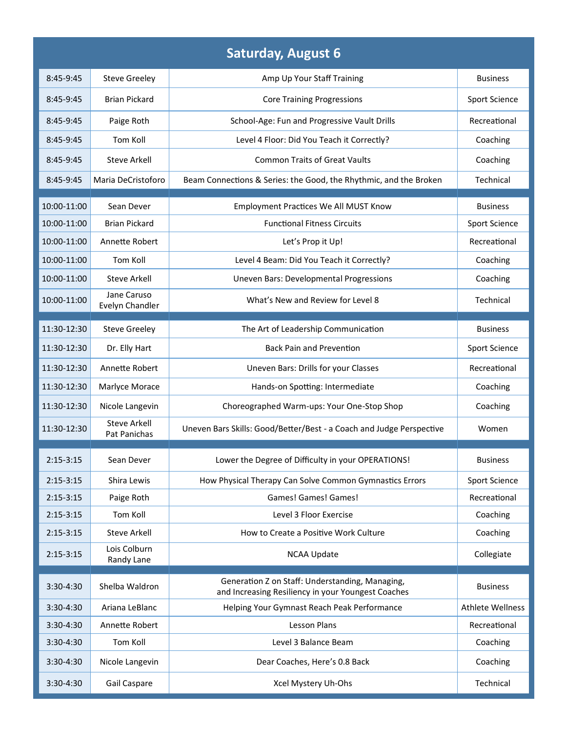## Saturday, August 6

| Time | Presenter | Session | Track |
|---|---|---|---|
| 8:45-9:45 | Steve Greeley | Amp Up Your Staff Training | Business |
| 8:45-9:45 | Brian Pickard | Core Training Progressions | Sport Science |
| 8:45-9:45 | Paige Roth | School-Age: Fun and Progressive Vault Drills | Recreational |
| 8:45-9:45 | Tom Koll | Level 4 Floor: Did You Teach it Correctly? | Coaching |
| 8:45-9:45 | Steve Arkell | Common Traits of Great Vaults | Coaching |
| 8:45-9:45 | Maria DeCristoforo | Beam Connections & Series: the Good, the Rhythmic, and the Broken | Technical |
| | | | |
| 10:00-11:00 | Sean Dever | Employment Practices We All MUST Know | Business |
| 10:00-11:00 | Brian Pickard | Functional Fitness Circuits | Sport Science |
| 10:00-11:00 | Annette Robert | Let's Prop it Up! | Recreational |
| 10:00-11:00 | Tom Koll | Level 4 Beam: Did You Teach it Correctly? | Coaching |
| 10:00-11:00 | Steve Arkell | Uneven Bars: Developmental Progressions | Coaching |
| 10:00-11:00 | Jane Caruso<br>Evelyn Chandler | What's New and Review for Level 8 | Technical |
| | | | |
| 11:30-12:30 | Steve Greeley | The Art of Leadership Communication | Business |
| 11:30-12:30 | Dr. Elly Hart | Back Pain and Prevention | Sport Science |
| 11:30-12:30 | Annette Robert | Uneven Bars: Drills for your Classes | Recreational |
| 11:30-12:30 | Marlyce Morace | Hands-on Spotting: Intermediate | Coaching |
| 11:30-12:30 | Nicole Langevin | Choreographed Warm-ups: Your One-Stop Shop | Coaching |
| 11:30-12:30 | Steve Arkell<br>Pat Panichas | Uneven Bars Skills: Good/Better/Best - a Coach and Judge Perspective | Women |
| | | | |
| 2:15-3:15 | Sean Dever | Lower the Degree of Difficulty in your OPERATIONS! | Business |
| 2:15-3:15 | Shira Lewis | How Physical Therapy Can Solve Common Gymnastics Errors | Sport Science |
| 2:15-3:15 | Paige Roth | Games! Games! Games! | Recreational |
| 2:15-3:15 | Tom Koll | Level 3 Floor Exercise | Coaching |
| 2:15-3:15 | Steve Arkell | How to Create a Positive Work Culture | Coaching |
| 2:15-3:15 | Lois Colburn<br>Randy Lane | NCAA Update | Collegiate |
| | | | |
| 3:30-4:30 | Shelba Waldron | Generation Z on Staff: Understanding, Managing, and Increasing Resiliency in your Youngest Coaches | Business |
| 3:30-4:30 | Ariana LeBlanc | Helping Your Gymnast Reach Peak Performance | Athlete Wellness |
| 3:30-4:30 | Annette Robert | Lesson Plans | Recreational |
| 3:30-4:30 | Tom Koll | Level 3 Balance Beam | Coaching |
| 3:30-4:30 | Nicole Langevin | Dear Coaches, Here's 0.8 Back | Coaching |
| 3:30-4:30 | Gail Caspare | Xcel Mystery Uh-Ohs | Technical |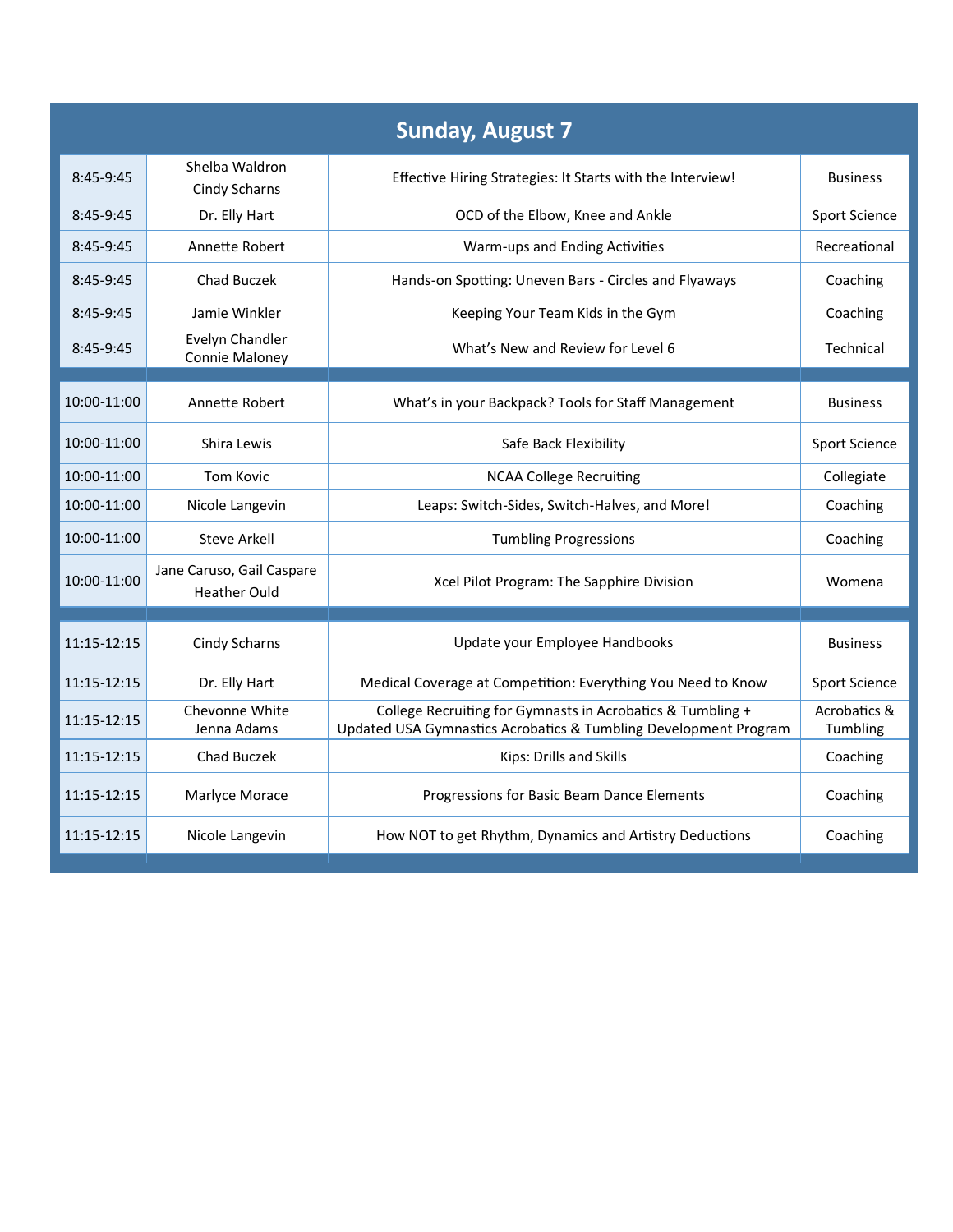## Sunday, August 7

| | | | |
|---|---|---|---|
| 8:45-9:45 | Shelba Waldron<br>Cindy Scharns | Effective Hiring Strategies: It Starts with the Interview! | Business |
| 8:45-9:45 | Dr. Elly Hart | OCD of the Elbow, Knee and Ankle | Sport Science |
| 8:45-9:45 | Annette Robert | Warm-ups and Ending Activities | Recreational |
| 8:45-9:45 | Chad Buczek | Hands-on Spotting: Uneven Bars - Circles and Flyaways | Coaching |
| 8:45-9:45 | Jamie Winkler | Keeping Your Team Kids in the Gym | Coaching |
| 8:45-9:45 | Evelyn Chandler<br>Connie Maloney | What's New and Review for Level 6 | Technical |
| | | | |
| 10:00-11:00 | Annette Robert | What's in your Backpack? Tools for Staff Management | Business |
| 10:00-11:00 | Shira Lewis | Safe Back Flexibility | Sport Science |
| 10:00-11:00 | Tom Kovic | NCAA College Recruiting | Collegiate |
| 10:00-11:00 | Nicole Langevin | Leaps: Switch-Sides, Switch-Halves, and More! | Coaching |
| 10:00-11:00 | Steve Arkell | Tumbling Progressions | Coaching |
| 10:00-11:00 | Jane Caruso, Gail Caspare<br>Heather Ould | Xcel Pilot Program: The Sapphire Division | Womena |
| | | | |
| 11:15-12:15 | Cindy Scharns | Update your Employee Handbooks | Business |
| 11:15-12:15 | Dr. Elly Hart | Medical Coverage at Competition: Everything You Need to Know | Sport Science |
| 11:15-12:15 | Chevonne White<br>Jenna Adams | College Recruiting for Gymnasts in Acrobatics & Tumbling +<br>Updated USA Gymnastics Acrobatics & Tumbling Development Program | Acrobatics & Tumbling |
| 11:15-12:15 | Chad Buczek | Kips: Drills and Skills | Coaching |
| 11:15-12:15 | Marlyce Morace | Progressions for Basic Beam Dance Elements | Coaching |
| 11:15-12:15 | Nicole Langevin | How NOT to get Rhythm, Dynamics and Artistry Deductions | Coaching |